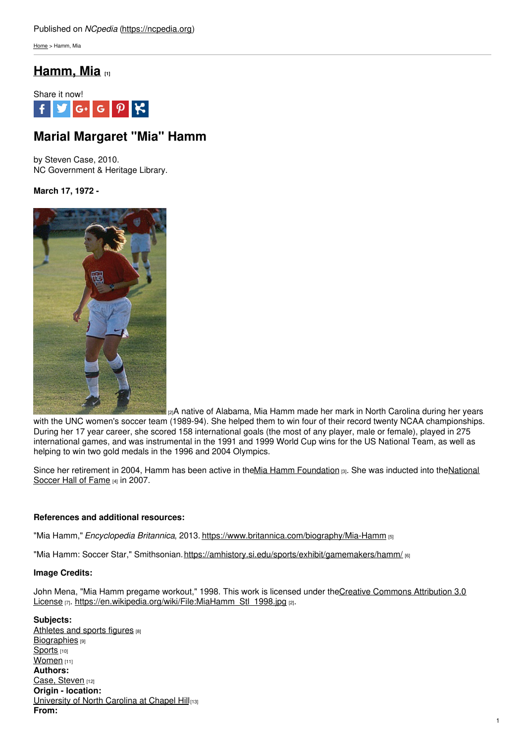Published on *NCpedia* (https://ncpedia.org)

Home > Hamm, Mia

# Hamm, Mia [1]

Share it now!

## Marial Margaret "Mia" Hamm

by Steven Case, 2010.
NC Government & Heritage Library.

**March 17, 1972 -**

[2]A native of Alabama, Mia Hamm made her mark in North Carolina during her years with the UNC women's soccer team (1989-94). She helped them to win four of their record twenty NCAA championships. During her 17 year career, she scored 158 international goals (the most of any player, male or female), played in 275 international games, and was instrumental in the 1991 and 1999 World Cup wins for the US National Team, as well as helping to win two gold medals in the 1996 and 2004 Olympics.

Since her retirement in 2004, Hamm has been active in the Mia Hamm Foundation [3]. She was inducted into the National Soccer Hall of Fame [4] in 2007.

**References and additional resources:**

"Mia Hamm," *Encyclopedia Britannica*, 2013. https://www.britannica.com/biography/Mia-Hamm [5]

"Mia Hamm: Soccer Star," Smithsonian. https://amhistory.si.edu/sports/exhibit/gamemakers/hamm/ [6]

**Image Credits:**

John Mena, "Mia Hamm pregame workout," 1998. This work is licensed under the Creative Commons Attribution 3.0 License [7]. https://en.wikipedia.org/wiki/File:MiaHamm_Stl_1998.jpg [2].

**Subjects:**
Athletes and sports figures [8]
Biographies [9]
Sports [10]
Women [11]
**Authors:**
Case, Steven [12]
**Origin - location:**
University of North Carolina at Chapel Hill [13]
**From:**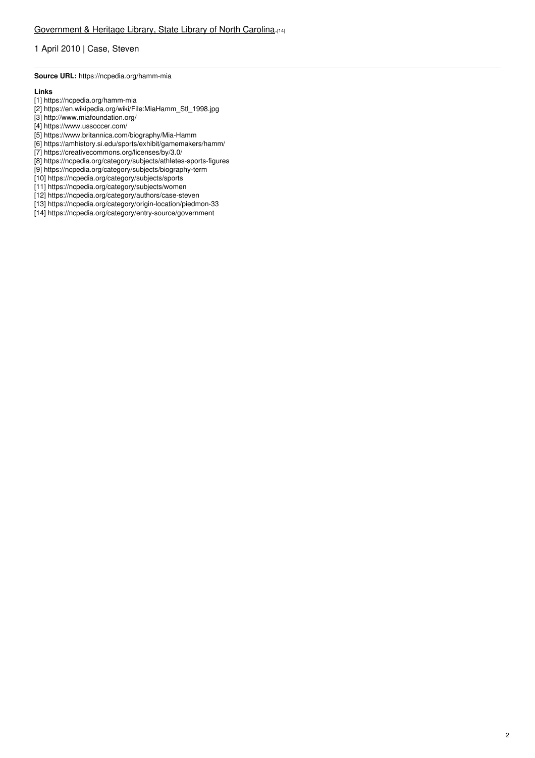Government & Heritage Library, State Library of North Carolina.[14]

1 April 2010 | Case, Steven

---

**Source URL:** https://ncpedia.org/hamm-mia

**Links**

[1] https://ncpedia.org/hamm-mia
[2] https://en.wikipedia.org/wiki/File:MiaHamm_Stl_1998.jpg
[3] http://www.miafoundation.org/
[4] https://www.ussoccer.com/
[5] https://www.britannica.com/biography/Mia-Hamm
[6] https://amhistory.si.edu/sports/exhibit/gamemakers/hamm/
[7] https://creativecommons.org/licenses/by/3.0/
[8] https://ncpedia.org/category/subjects/athletes-sports-figures
[9] https://ncpedia.org/category/subjects/biography-term
[10] https://ncpedia.org/category/subjects/sports
[11] https://ncpedia.org/category/subjects/women
[12] https://ncpedia.org/category/authors/case-steven
[13] https://ncpedia.org/category/origin-location/piedmon-33
[14] https://ncpedia.org/category/entry-source/government